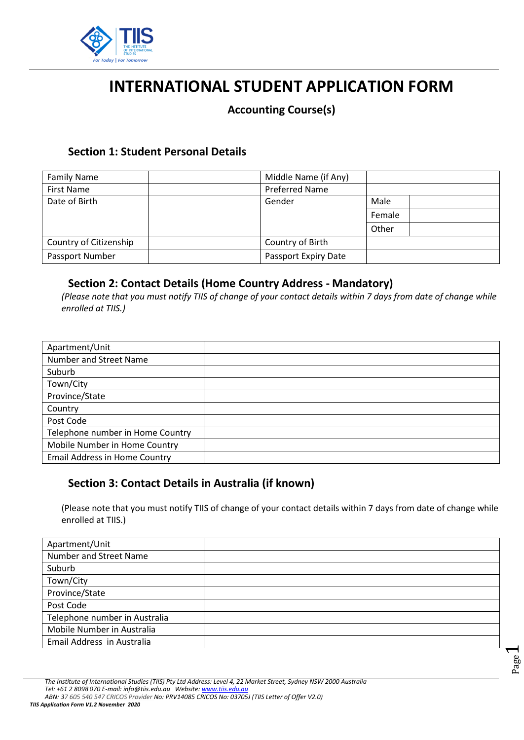# INTERNATIONAL STUDENT APPLICATION FORM

### Accounting Course(s)

## Section 1: Student Personal Details

| Family Name | | Middle Name (if Any) | | |
|---|---|---|---|---|
| First Name | | Preferred Name | | |
| Date of Birth | | Gender | Male | |
| | | | Female | |
| | | | Other | |
| Country of Citizenship | | Country of Birth | | |
| Passport Number | | Passport Expiry Date | | |

## Section 2: Contact Details (Home Country Address - Mandatory)

*(Please note that you must notify TIIS of change of your contact details within 7 days from date of change while enrolled at TIIS.)*

| Apartment/Unit | |
|---|---|
| Number and Street Name | |
| Suburb | |
| Town/City | |
| Province/State | |
| Country | |
| Post Code | |
| Telephone number in Home Country | |
| Mobile Number in Home Country | |
| Email Address in Home Country | |

## Section 3: Contact Details in Australia (if known)

(Please note that you must notify TIIS of change of your contact details within 7 days from date of change while enrolled at TIIS.)

| Apartment/Unit | |
|---|---|
| Number and Street Name | |
| Suburb | |
| Town/City | |
| Province/State | |
| Post Code | |
| Telephone number in Australia | |
| Mobile Number in Australia | |
| Email Address in Australia | |

*The Institute of International Studies (TIIS) Pty Ltd Address: Level 4, 22 Market Street, Sydney NSW 2000 Australia*
*Tel: +61 2 8098 070 E-mail: info@tiis.edu.au Website: www.tiis.edu.au*
*ABN: 37 605 540 547 CRICOS Provider No: PRV14085 CRICOS No: 03705J (TIIS Letter of Offer V2.0)*
***TIIS Application Form V1.2 November 2020***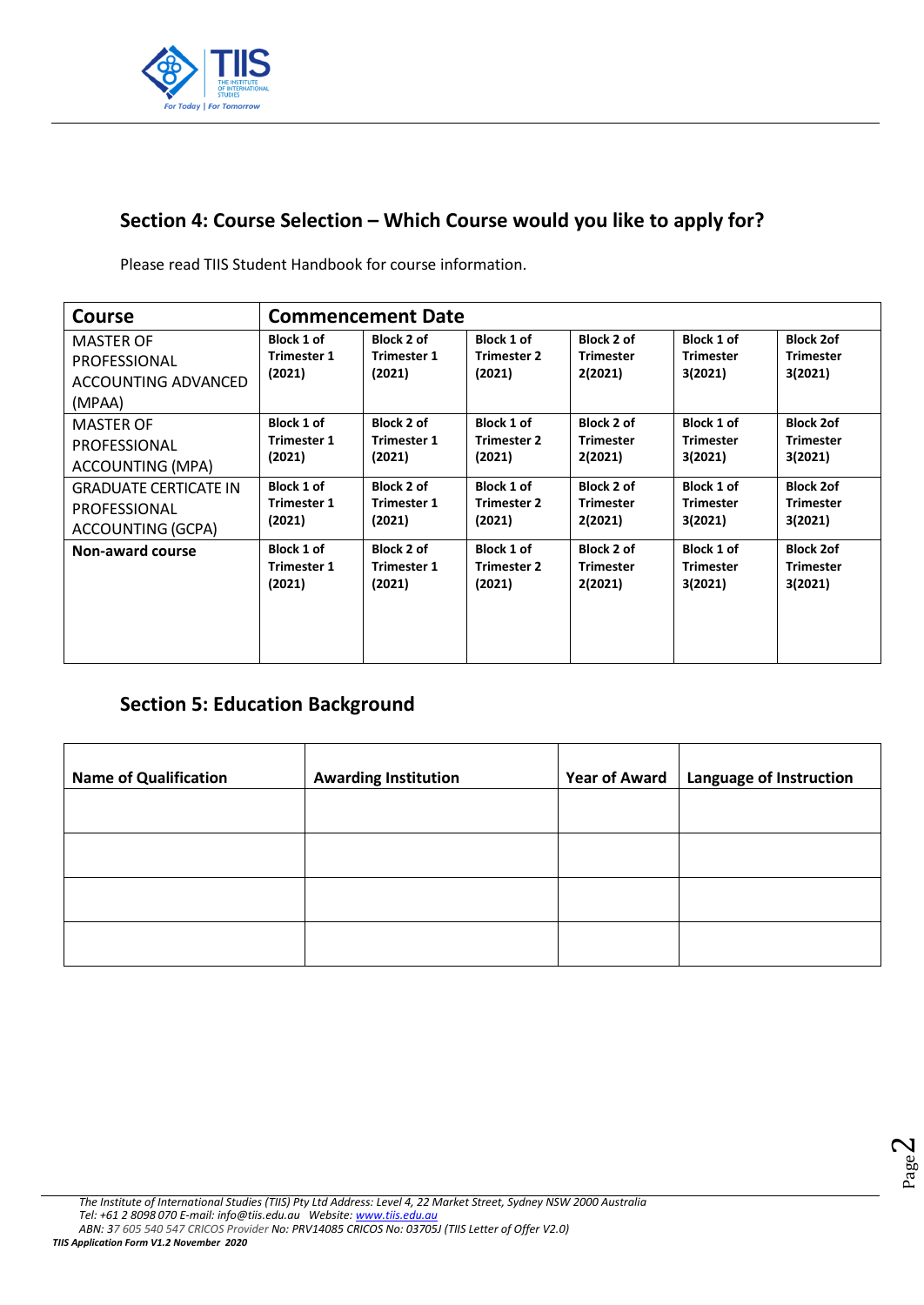## Section 4: Course Selection – Which Course would you like to apply for?

Please read TIIS Student Handbook for course information.

| Course | Commencement Date | | | | | |
|---|---|---|---|---|---|---|
| MASTER OF PROFESSIONAL ACCOUNTING ADVANCED (MPAA) | **Block 1 of Trimester 1 (2021)** | **Block 2 of Trimester 1 (2021)** | **Block 1 of Trimester 2 (2021)** | **Block 2 of Trimester 2(2021)** | **Block 1 of Trimester 3(2021)** | **Block 2of Trimester 3(2021)** |
| MASTER OF PROFESSIONAL ACCOUNTING (MPA) | **Block 1 of Trimester 1 (2021)** | **Block 2 of Trimester 1 (2021)** | **Block 1 of Trimester 2 (2021)** | **Block 2 of Trimester 2(2021)** | **Block 1 of Trimester 3(2021)** | **Block 2of Trimester 3(2021)** |
| GRADUATE CERTICATE IN PROFESSIONAL ACCOUNTING (GCPA) | **Block 1 of Trimester 1 (2021)** | **Block 2 of Trimester 1 (2021)** | **Block 1 of Trimester 2 (2021)** | **Block 2 of Trimester 2(2021)** | **Block 1 of Trimester 3(2021)** | **Block 2of Trimester 3(2021)** |
| **Non-award course** | **Block 1 of Trimester 1 (2021)** | **Block 2 of Trimester 1 (2021)** | **Block 1 of Trimester 2 (2021)** | **Block 2 of Trimester 2(2021)** | **Block 1 of Trimester 3(2021)** | **Block 2of Trimester 3(2021)** |

## Section 5: Education Background

| Name of Qualification | Awarding Institution | Year of Award | Language of Instruction |
|---|---|---|---|
| | | | |
| | | | |
| | | | |
| | | | |

*The Institute of International Studies (TIIS) Pty Ltd Address: Level 4, 22 Market Street, Sydney NSW 2000 Australia*
*Tel: +61 2 8098 070 E-mail: info@tiis.edu.au Website: www.tiis.edu.au*
*ABN: 37 605 540 547 CRICOS Provider No: PRV14085 CRICOS No: 03705J (TIIS Letter of Offer V2.0)*
***TIIS Application Form V1.2 November 2020***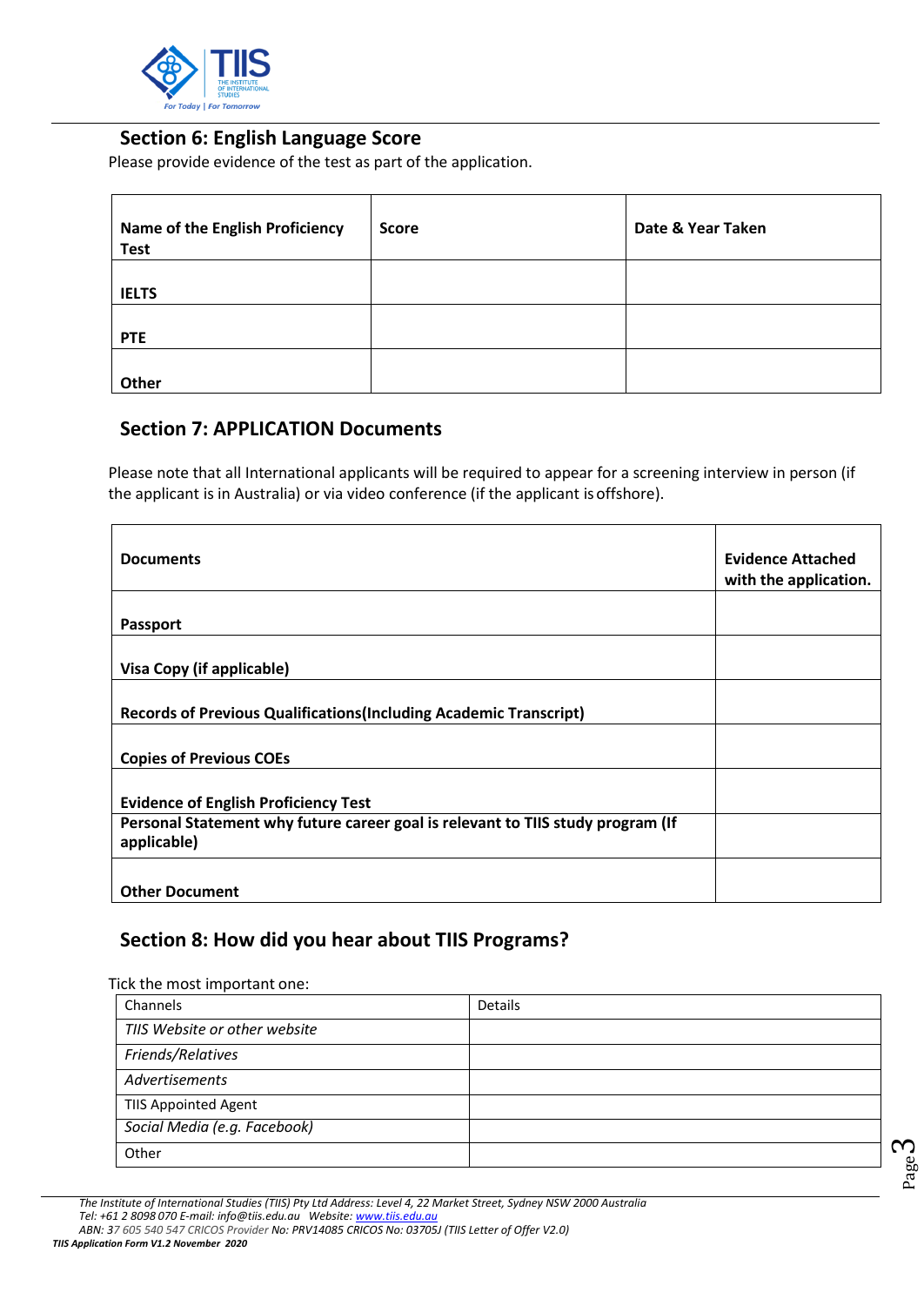## Section 6: English Language Score

Please provide evidence of the test as part of the application.

| Name of the English Proficiency Test | Score | Date & Year Taken |
|---|---|---|
| **IELTS** | | |
| **PTE** | | |
| **Other** | | |

## Section 7: APPLICATION Documents

Please note that all International applicants will be required to appear for a screening interview in person (if the applicant is in Australia) or via video conference (if the applicant is offshore).

| Documents | Evidence Attached with the application. |
|---|---|
| **Passport** | |
| **Visa Copy (if applicable)** | |
| **Records of Previous Qualifications(Including Academic Transcript)** | |
| **Copies of Previous COEs** | |
| **Evidence of English Proficiency Test** | |
| **Personal Statement why future career goal is relevant to TIIS study program (If applicable)** | |
| **Other Document** | |

## Section 8: How did you hear about TIIS Programs?

Tick the most important one:

| Channels | Details |
|---|---|
| *TIIS Website or other website* | |
| *Friends/Relatives* | |
| *Advertisements* | |
| TIIS Appointed Agent | |
| *Social Media (e.g. Facebook)* | |
| Other | |

*The Institute of International Studies (TIIS) Pty Ltd Address: Level 4, 22 Market Street, Sydney NSW 2000 Australia*
*Tel: +61 2 8098 070 E-mail: info@tiis.edu.au Website: www.tiis.edu.au*
*ABN: 37 605 540 547 CRICOS Provider No: PRV14085 CRICOS No: 03705J (TIIS Letter of Offer V2.0)*
***TIIS Application Form V1.2 November 2020***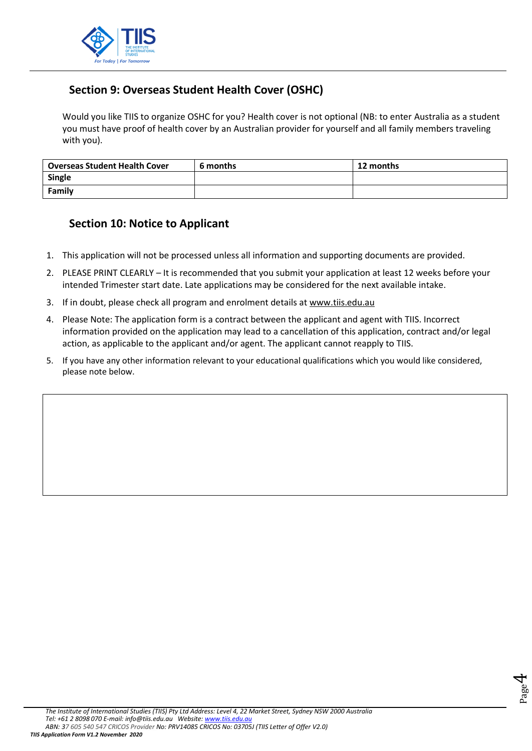## Section 9: Overseas Student Health Cover (OSHC)

Would you like TIIS to organize OSHC for you? Health cover is not optional (NB: to enter Australia as a student you must have proof of health cover by an Australian provider for yourself and all family members traveling with you).

| Overseas Student Health Cover | 6 months | 12 months |
|---|---|---|
| **Single** | | |
| **Family** | | |

## Section 10: Notice to Applicant

1. This application will not be processed unless all information and supporting documents are provided.
2. PLEASE PRINT CLEARLY – It is recommended that you submit your application at least 12 weeks before your intended Trimester start date. Late applications may be considered for the next available intake.
3. If in doubt, please check all program and enrolment details at www.tiis.edu.au
4. Please Note: The application form is a contract between the applicant and agent with TIIS. Incorrect information provided on the application may lead to a cancellation of this application, contract and/or legal action, as applicable to the applicant and/or agent. The applicant cannot reapply to TIIS.
5. If you have any other information relevant to your educational qualifications which you would like considered, please note below.

| |
|---|
| |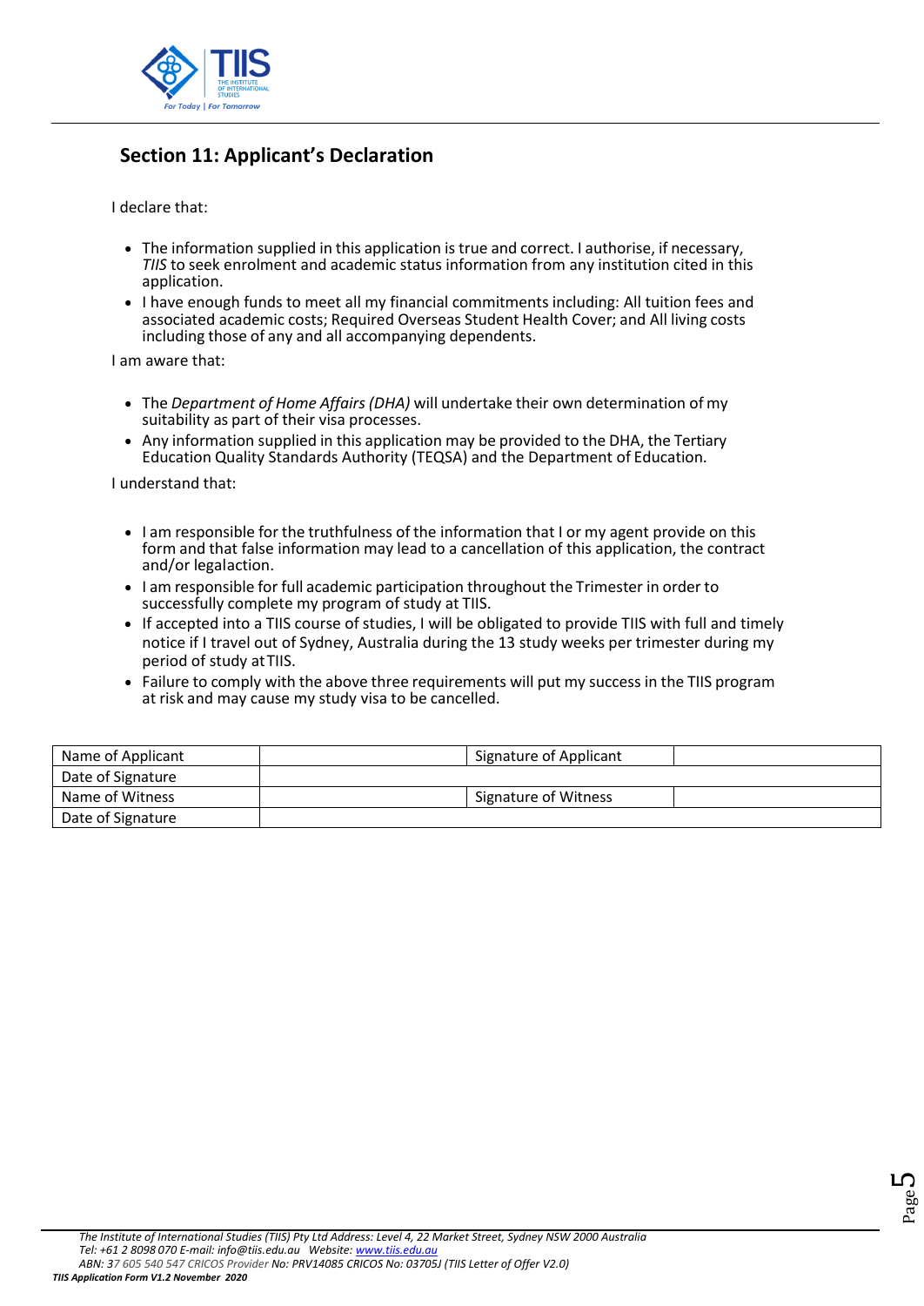## Section 11: Applicant's Declaration

I declare that:

- The information supplied in this application is true and correct. I authorise, if necessary, *TIIS* to seek enrolment and academic status information from any institution cited in this application.
- I have enough funds to meet all my financial commitments including: All tuition fees and associated academic costs; Required Overseas Student Health Cover; and All living costs including those of any and all accompanying dependents.

I am aware that:

- The *Department of Home Affairs (DHA)* will undertake their own determination of my suitability as part of their visa processes.
- Any information supplied in this application may be provided to the DHA, the Tertiary Education Quality Standards Authority (TEQSA) and the Department of Education.

I understand that:

- I am responsible for the truthfulness of the information that I or my agent provide on this form and that false information may lead to a cancellation of this application, the contract and/or legalaction.
- I am responsible for full academic participation throughout the Trimester in order to successfully complete my program of study at TIIS.
- If accepted into a TIIS course of studies, I will be obligated to provide TIIS with full and timely notice if I travel out of Sydney, Australia during the 13 study weeks per trimester during my period of study at TIIS.
- Failure to comply with the above three requirements will put my success in the TIIS program at risk and may cause my study visa to be cancelled.

| Name of Applicant | | Signature of Applicant | |
|---|---|---|---|
| Date of Signature | | | |
| Name of Witness | | Signature of Witness | |
| Date of Signature | | | |

*The Institute of International Studies (TIIS) Pty Ltd Address: Level 4, 22 Market Street, Sydney NSW 2000 Australia*
*Tel: +61 2 8098 070 E-mail: info@tiis.edu.au Website: www.tiis.edu.au*
*ABN: 37 605 540 547 CRICOS Provider No: PRV14085 CRICOS No: 03705J (TIIS Letter of Offer V2.0)*
***TIIS Application Form V1.2 November 2020***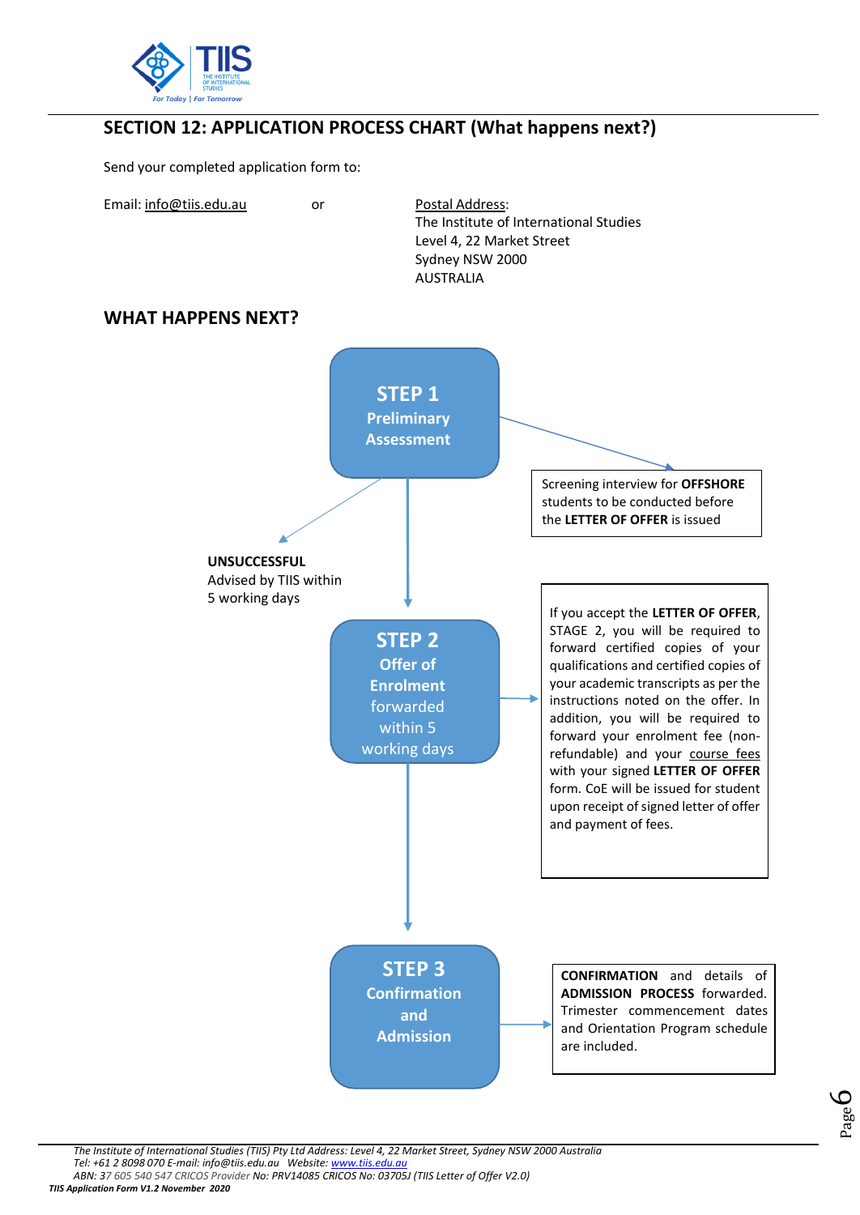## SECTION 12: APPLICATION PROCESS CHART (What happens next?)

Send your completed application form to:

Email: info@tiis.edu.au

or

Postal Address:
The Institute of International Studies
Level 4, 22 Market Street
Sydney NSW 2000
AUSTRALIA

## WHAT HAPPENS NEXT?

**STEP 1**
**Preliminary Assessment**

Screening interview for **OFFSHORE** students to be conducted before the **LETTER OF OFFER** is issued

**UNSUCCESSFUL**
Advised by TIIS within 5 working days

**STEP 2**
**Offer of Enrolment** forwarded within 5 working days

If you accept the **LETTER OF OFFER**, STAGE 2, you will be required to forward certified copies of your qualifications and certified copies of your academic transcripts as per the instructions noted on the offer. In addition, you will be required to forward your enrolment fee (non-refundable) and your course fees with your signed **LETTER OF OFFER** form. CoE will be issued for student upon receipt of signed letter of offer and payment of fees.

**STEP 3**
**Confirmation and Admission**

**CONFIRMATION** and details of **ADMISSION PROCESS** forwarded. Trimester commencement dates and Orientation Program schedule are included.

*The Institute of International Studies (TIIS) Pty Ltd Address: Level 4, 22 Market Street, Sydney NSW 2000 Australia*
*Tel: +61 2 8098 070 E-mail: info@tiis.edu.au Website: www.tiis.edu.au*
*ABN: 37 605 540 547 CRICOS Provider No: PRV14085 CRICOS No: 03705J (TIIS Letter of Offer V2.0)*
***TIIS Application Form V1.2 November 2020***